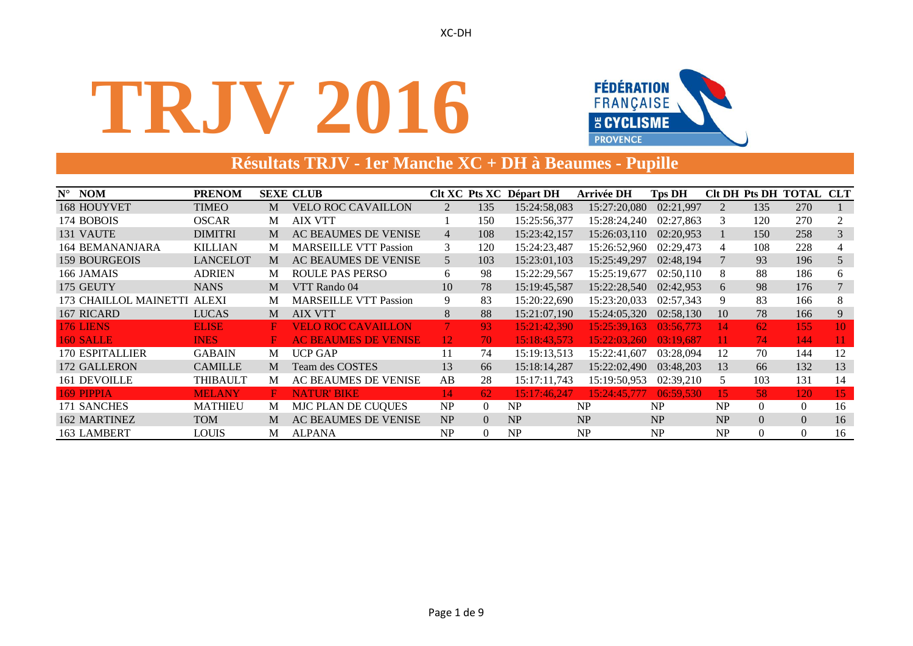XC-DH

# TRJV 2016

FÉDÉRATION FRANÇAISE DE CYCLISME PROVENCE

## Résultats TRJV - 1er Manche XC + DH à Beaumes - Pupille

| N° | NOM | PRENOM | SEXE | CLUB | Clt XC | Pts XC | Départ DH | Arrivée DH | Tps DH | Clt DH | Pts DH | TOTAL | CLT |
|---|---|---|---|---|---|---|---|---|---|---|---|---|---|
| 168 | HOUYVET | TIMEO | M | VELO ROC CAVAILLON | 2 | 135 | 15:24:58,083 | 15:27:20,080 | 02:21,997 | 2 | 135 | 270 | 1 |
| 174 | BOBOIS | OSCAR | M | AIX VTT | 1 | 150 | 15:25:56,377 | 15:28:24,240 | 02:27,863 | 3 | 120 | 270 | 2 |
| 131 | VAUTE | DIMITRI | M | AC BEAUMES DE VENISE | 4 | 108 | 15:23:42,157 | 15:26:03,110 | 02:20,953 | 1 | 150 | 258 | 3 |
| 164 | BEMANANJARA | KILLIAN | M | MARSEILLE VTT Passion | 3 | 120 | 15:24:23,487 | 15:26:52,960 | 02:29,473 | 4 | 108 | 228 | 4 |
| 159 | BOURGEOIS | LANCELOT | M | AC BEAUMES DE VENISE | 5 | 103 | 15:23:01,103 | 15:25:49,297 | 02:48,194 | 7 | 93 | 196 | 5 |
| 166 | JAMAIS | ADRIEN | M | ROULE PAS PERSO | 6 | 98 | 15:22:29,567 | 15:25:19,677 | 02:50,110 | 8 | 88 | 186 | 6 |
| 175 | GEUTY | NANS | M | VTT Rando 04 | 10 | 78 | 15:19:45,587 | 15:22:28,540 | 02:42,953 | 6 | 98 | 176 | 7 |
| 173 | CHAILLOL MAINETTI | ALEXI | M | MARSEILLE VTT Passion | 9 | 83 | 15:20:22,690 | 15:23:20,033 | 02:57,343 | 9 | 83 | 166 | 8 |
| 167 | RICARD | LUCAS | M | AIX VTT | 8 | 88 | 15:21:07,190 | 15:24:05,320 | 02:58,130 | 10 | 78 | 166 | 9 |
| 176 | LIENS | ELISE | F | VELO ROC CAVAILLON | 7 | 93 | 15:21:42,390 | 15:25:39,163 | 03:56,773 | 14 | 62 | 155 | 10 |
| 160 | SALLE | INES | F | AC BEAUMES DE VENISE | 12 | 70 | 15:18:43,573 | 15:22:03,260 | 03:19,687 | 11 | 74 | 144 | 11 |
| 170 | ESPITALLIER | GABAIN | M | UCP GAP | 11 | 74 | 15:19:13,513 | 15:22:41,607 | 03:28,094 | 12 | 70 | 144 | 12 |
| 172 | GALLERON | CAMILLE | M | Team des COSTES | 13 | 66 | 15:18:14,287 | 15:22:02,490 | 03:48,203 | 13 | 66 | 132 | 13 |
| 161 | DEVOILLE | THIBAULT | M | AC BEAUMES DE VENISE | AB | 28 | 15:17:11,743 | 15:19:50,953 | 02:39,210 | 5 | 103 | 131 | 14 |
| 169 | PIPPIA | MELANY | F | NATUR' BIKE | 14 | 62 | 15:17:46,247 | 15:24:45,777 | 06:59,530 | 15 | 58 | 120 | 15 |
| 171 | SANCHES | MATHIEU | M | MJC PLAN DE CUQUES | NP | 0 | NP | NP | NP | NP | 0 | 0 | 16 |
| 162 | MARTINEZ | TOM | M | AC BEAUMES DE VENISE | NP | 0 | NP | NP | NP | NP | 0 | 0 | 16 |
| 163 | LAMBERT | LOUIS | M | ALPANA | NP | 0 | NP | NP | NP | NP | 0 | 0 | 16 |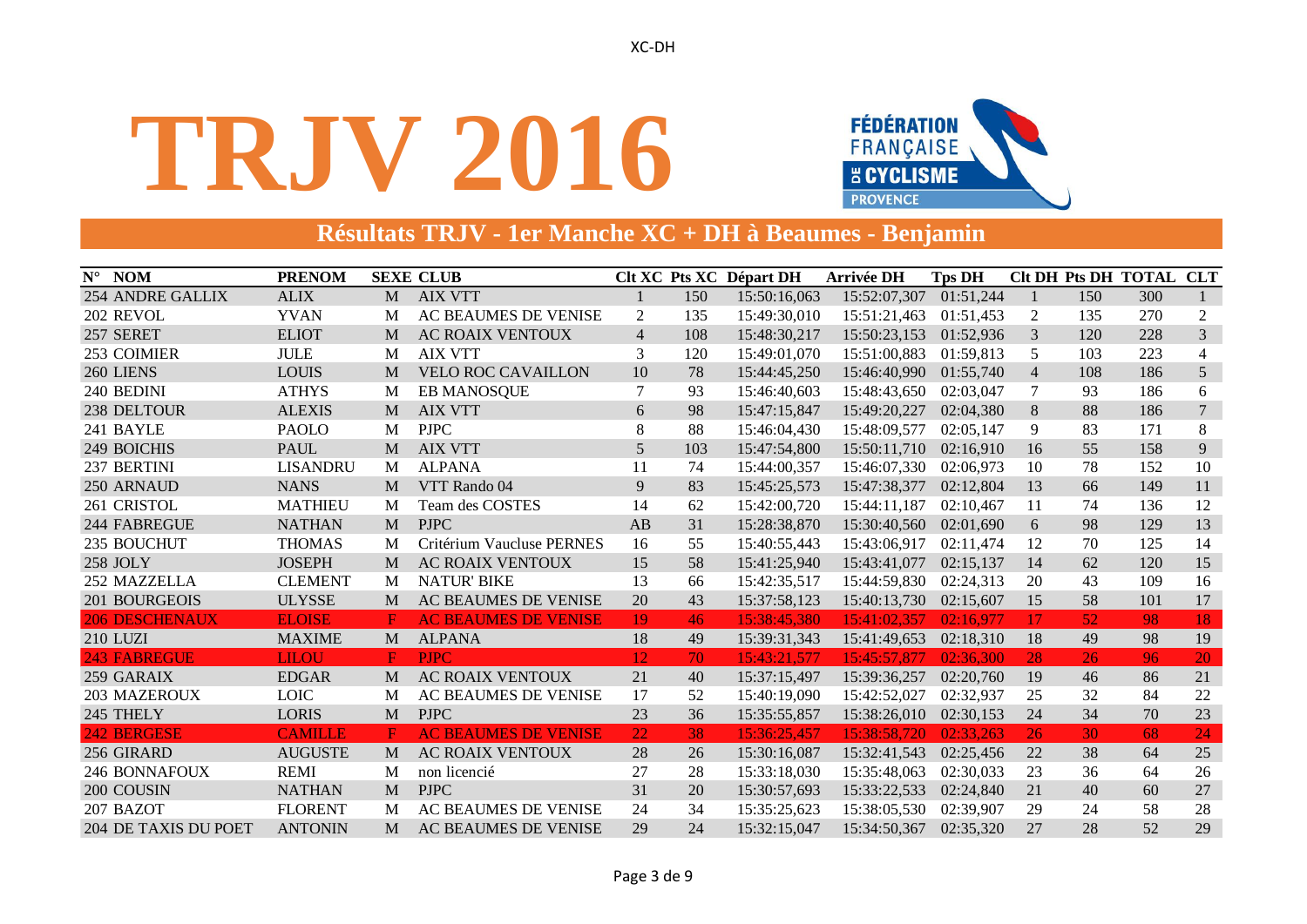# TRJV 2016

## Résultats TRJV - 1er Manche XC + DH à Beaumes - Benjamin

| N° | NOM | PRENOM | SEXE | CLUB | Clt XC | Pts XC | Départ DH | Arrivée DH | Tps DH | Clt DH | Pts DH | TOTAL | CLT |
|---|---|---|---|---|---|---|---|---|---|---|---|---|---|
| 254 | ANDRE GALLIX | ALIX | M | AIX VTT | 1 | 150 | 15:50:16,063 | 15:52:07,307 | 01:51,244 | 1 | 150 | 300 | 1 |
| 202 | REVOL | YVAN | M | AC BEAUMES DE VENISE | 2 | 135 | 15:49:30,010 | 15:51:21,463 | 01:51,453 | 2 | 135 | 270 | 2 |
| 257 | SERET | ELIOT | M | AC ROAIX VENTOUX | 4 | 108 | 15:48:30,217 | 15:50:23,153 | 01:52,936 | 3 | 120 | 228 | 3 |
| 253 | COIMIER | JULE | M | AIX VTT | 3 | 120 | 15:49:01,070 | 15:51:00,883 | 01:59,813 | 5 | 103 | 223 | 4 |
| 260 | LIENS | LOUIS | M | VELO ROC CAVAILLON | 10 | 78 | 15:44:45,250 | 15:46:40,990 | 01:55,740 | 4 | 108 | 186 | 5 |
| 240 | BEDINI | ATHYS | M | EB MANOSQUE | 7 | 93 | 15:46:40,603 | 15:48:43,650 | 02:03,047 | 7 | 93 | 186 | 6 |
| 238 | DELTOUR | ALEXIS | M | AIX VTT | 6 | 98 | 15:47:15,847 | 15:49:20,227 | 02:04,380 | 8 | 88 | 186 | 7 |
| 241 | BAYLE | PAOLO | M | PJPC | 8 | 88 | 15:46:04,430 | 15:48:09,577 | 02:05,147 | 9 | 83 | 171 | 8 |
| 249 | BOICHIS | PAUL | M | AIX VTT | 5 | 103 | 15:47:54,800 | 15:50:11,710 | 02:16,910 | 16 | 55 | 158 | 9 |
| 237 | BERTINI | LISANDRU | M | ALPANA | 11 | 74 | 15:44:00,357 | 15:46:07,330 | 02:06,973 | 10 | 78 | 152 | 10 |
| 250 | ARNAUD | NANS | M | VTT Rando 04 | 9 | 83 | 15:45:25,573 | 15:47:38,377 | 02:12,804 | 13 | 66 | 149 | 11 |
| 261 | CRISTOL | MATHIEU | M | Team des COSTES | 14 | 62 | 15:42:00,720 | 15:44:11,187 | 02:10,467 | 11 | 74 | 136 | 12 |
| 244 | FABREGUE | NATHAN | M | PJPC | AB | 31 | 15:28:38,870 | 15:30:40,560 | 02:01,690 | 6 | 98 | 129 | 13 |
| 235 | BOUCHUT | THOMAS | M | Critérium Vaucluse PERNES | 16 | 55 | 15:40:55,443 | 15:43:06,917 | 02:11,474 | 12 | 70 | 125 | 14 |
| 258 | JOLY | JOSEPH | M | AC ROAIX VENTOUX | 15 | 58 | 15:41:25,940 | 15:43:41,077 | 02:15,137 | 14 | 62 | 120 | 15 |
| 252 | MAZZELLA | CLEMENT | M | NATUR' BIKE | 13 | 66 | 15:42:35,517 | 15:44:59,830 | 02:24,313 | 20 | 43 | 109 | 16 |
| 201 | BOURGEOIS | ULYSSE | M | AC BEAUMES DE VENISE | 20 | 43 | 15:37:58,123 | 15:40:13,730 | 02:15,607 | 15 | 58 | 101 | 17 |
| 206 | DESCHENAUX | ELOISE | F | AC BEAUMES DE VENISE | 19 | 46 | 15:38:45,380 | 15:41:02,357 | 02:16,977 | 17 | 52 | 98 | 18 |
| 210 | LUZI | MAXIME | M | ALPANA | 18 | 49 | 15:39:31,343 | 15:41:49,653 | 02:18,310 | 18 | 49 | 98 | 19 |
| 243 | FABREGUE | LILOU | F | PJPC | 12 | 70 | 15:43:21,577 | 15:45:57,877 | 02:36,300 | 28 | 26 | 96 | 20 |
| 259 | GARAIX | EDGAR | M | AC ROAIX VENTOUX | 21 | 40 | 15:37:15,497 | 15:39:36,257 | 02:20,760 | 19 | 46 | 86 | 21 |
| 203 | MAZEROUX | LOIC | M | AC BEAUMES DE VENISE | 17 | 52 | 15:40:19,090 | 15:42:52,027 | 02:32,937 | 25 | 32 | 84 | 22 |
| 245 | THELY | LORIS | M | PJPC | 23 | 36 | 15:35:55,857 | 15:38:26,010 | 02:30,153 | 24 | 34 | 70 | 23 |
| 242 | BERGESE | CAMILLE | F | AC BEAUMES DE VENISE | 22 | 38 | 15:36:25,457 | 15:38:58,720 | 02:33,263 | 26 | 30 | 68 | 24 |
| 256 | GIRARD | AUGUSTE | M | AC ROAIX VENTOUX | 28 | 26 | 15:30:16,087 | 15:32:41,543 | 02:25,456 | 22 | 38 | 64 | 25 |
| 246 | BONNAFOUX | REMI | M | non licencié | 27 | 28 | 15:33:18,030 | 15:35:48,063 | 02:30,033 | 23 | 36 | 64 | 26 |
| 200 | COUSIN | NATHAN | M | PJPC | 31 | 20 | 15:30:57,693 | 15:33:22,533 | 02:24,840 | 21 | 40 | 60 | 27 |
| 207 | BAZOT | FLORENT | M | AC BEAUMES DE VENISE | 24 | 34 | 15:35:25,623 | 15:38:05,530 | 02:39,907 | 29 | 24 | 58 | 28 |
| 204 | DE TAXIS DU POET | ANTONIN | M | AC BEAUMES DE VENISE | 29 | 24 | 15:32:15,047 | 15:34:50,367 | 02:35,320 | 27 | 28 | 52 | 29 |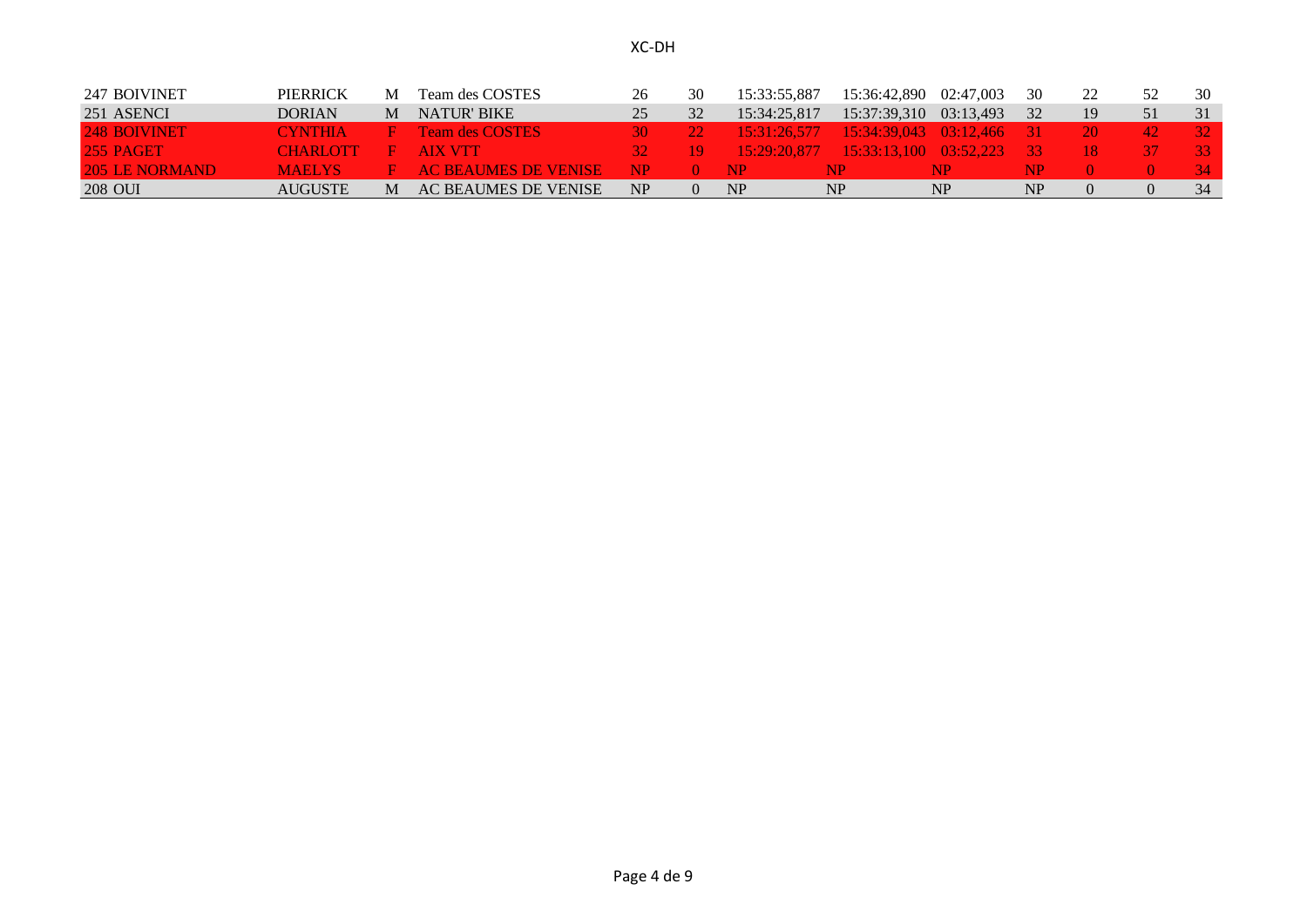# XC-DH

| | | | | | | | | | | | | |
|---|---|---|---|---|---|---|---|---|---|---|---|---|
| 247 BOIVINET | PIERRICK | M | Team des COSTES | 26 | 30 | 15:33:55,887 | 15:36:42,890 | 02:47,003 | 30 | 22 | 52 | 30 |
| 251 ASENCI | DORIAN | M | NATUR' BIKE | 25 | 32 | 15:34:25,817 | 15:37:39,310 | 03:13,493 | 32 | 19 | 51 | 31 |
| 248 BOIVINET | CYNTHIA | F | Team des COSTES | 30 | 22 | 15:31:26,577 | 15:34:39,043 | 03:12,466 | 31 | 20 | 42 | 32 |
| 255 PAGET | CHARLOTT | F | AIX VTT | 32 | 19 | 15:29:20,877 | 15:33:13,100 | 03:52,223 | 33 | 18 | 37 | 33 |
| 205 LE NORMAND | MAELYS | F | AC BEAUMES DE VENISE | NP | 0 | NP | NP | NP | NP | 0 | 0 | 34 |
| 208 OUI | AUGUSTE | M | AC BEAUMES DE VENISE | NP | 0 | NP | NP | NP | NP | 0 | 0 | 34 |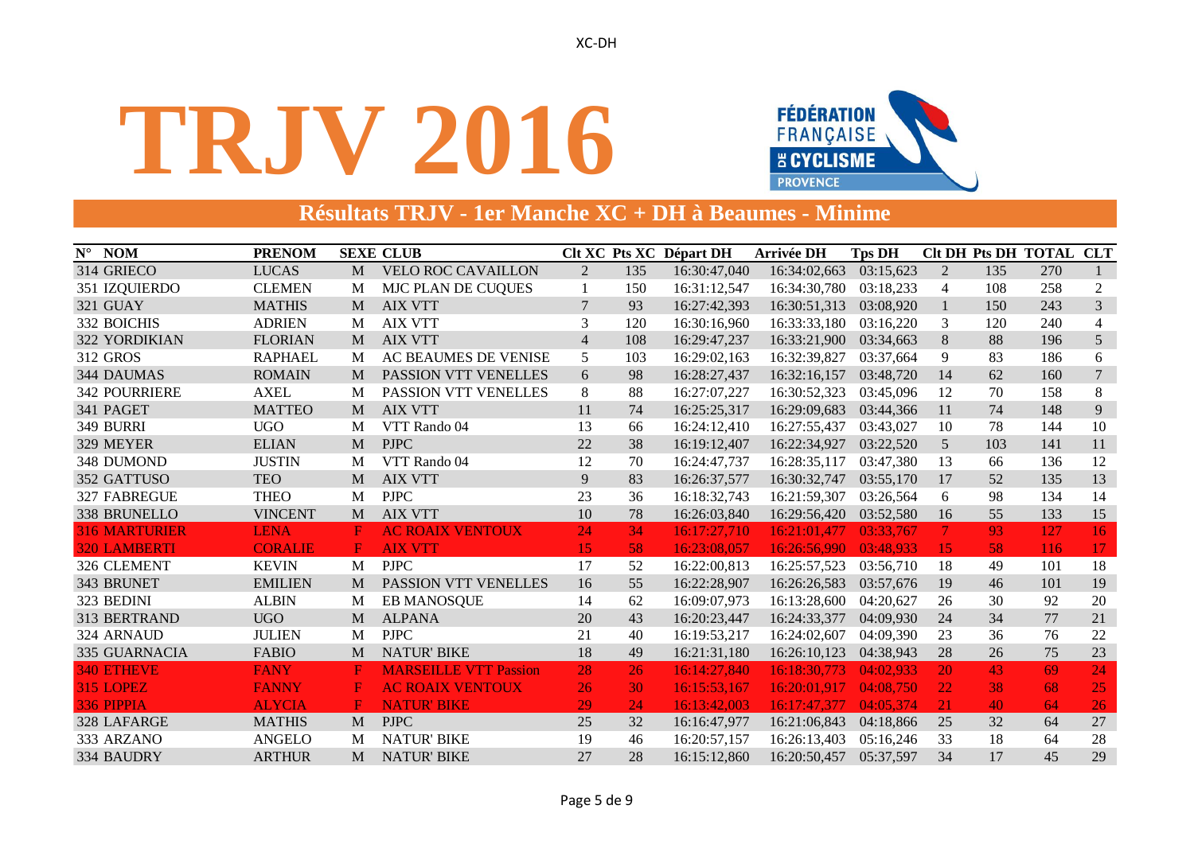XC-DH

# TRJV 2016

FÉDÉRATION FRANÇAISE DE CYCLISME PROVENCE

## Résultats TRJV - 1er Manche XC + DH à Beaumes - Minime

| N° | NOM | PRENOM | SEXE | CLUB | Clt XC | Pts XC | Départ DH | Arrivée DH | Tps DH | Clt DH | Pts DH | TOTAL | CLT |
|---|---|---|---|---|---|---|---|---|---|---|---|---|---|
| 314 | GRIECO | LUCAS | M | VELO ROC CAVAILLON | 2 | 135 | 16:30:47,040 | 16:34:02,663 | 03:15,623 | 2 | 135 | 270 | 1 |
| 351 | IZQUIERDO | CLEMEN | M | MJC PLAN DE CUQUES | 1 | 150 | 16:31:12,547 | 16:34:30,780 | 03:18,233 | 4 | 108 | 258 | 2 |
| 321 | GUAY | MATHIS | M | AIX VTT | 7 | 93 | 16:27:42,393 | 16:30:51,313 | 03:08,920 | 1 | 150 | 243 | 3 |
| 332 | BOICHIS | ADRIEN | M | AIX VTT | 3 | 120 | 16:30:16,960 | 16:33:33,180 | 03:16,220 | 3 | 120 | 240 | 4 |
| 322 | YORDIKIAN | FLORIAN | M | AIX VTT | 4 | 108 | 16:29:47,237 | 16:33:21,900 | 03:34,663 | 8 | 88 | 196 | 5 |
| 312 | GROS | RAPHAEL | M | AC BEAUMES DE VENISE | 5 | 103 | 16:29:02,163 | 16:32:39,827 | 03:37,664 | 9 | 83 | 186 | 6 |
| 344 | DAUMAS | ROMAIN | M | PASSION VTT VENELLES | 6 | 98 | 16:28:27,437 | 16:32:16,157 | 03:48,720 | 14 | 62 | 160 | 7 |
| 342 | POURRIERE | AXEL | M | PASSION VTT VENELLES | 8 | 88 | 16:27:07,227 | 16:30:52,323 | 03:45,096 | 12 | 70 | 158 | 8 |
| 341 | PAGET | MATTEO | M | AIX VTT | 11 | 74 | 16:25:25,317 | 16:29:09,683 | 03:44,366 | 11 | 74 | 148 | 9 |
| 349 | BURRI | UGO | M | VTT Rando 04 | 13 | 66 | 16:24:12,410 | 16:27:55,437 | 03:43,027 | 10 | 78 | 144 | 10 |
| 329 | MEYER | ELIAN | M | PJPC | 22 | 38 | 16:19:12,407 | 16:22:34,927 | 03:22,520 | 5 | 103 | 141 | 11 |
| 348 | DUMOND | JUSTIN | M | VTT Rando 04 | 12 | 70 | 16:24:47,737 | 16:28:35,117 | 03:47,380 | 13 | 66 | 136 | 12 |
| 352 | GATTUSO | TEO | M | AIX VTT | 9 | 83 | 16:26:37,577 | 16:30:32,747 | 03:55,170 | 17 | 52 | 135 | 13 |
| 327 | FABREGUE | THEO | M | PJPC | 23 | 36 | 16:18:32,743 | 16:21:59,307 | 03:26,564 | 6 | 98 | 134 | 14 |
| 338 | BRUNELLO | VINCENT | M | AIX VTT | 10 | 78 | 16:26:03,840 | 16:29:56,420 | 03:52,580 | 16 | 55 | 133 | 15 |
| 316 | MARTURIER | LENA | F | AC ROAIX VENTOUX | 24 | 34 | 16:17:27,710 | 16:21:01,477 | 03:33,767 | 7 | 93 | 127 | 16 |
| 320 | LAMBERTI | CORALIE | F | AIX VTT | 15 | 58 | 16:23:08,057 | 16:26:56,990 | 03:48,933 | 15 | 58 | 116 | 17 |
| 326 | CLEMENT | KEVIN | M | PJPC | 17 | 52 | 16:22:00,813 | 16:25:57,523 | 03:56,710 | 18 | 49 | 101 | 18 |
| 343 | BRUNET | EMILIEN | M | PASSION VTT VENELLES | 16 | 55 | 16:22:28,907 | 16:26:26,583 | 03:57,676 | 19 | 46 | 101 | 19 |
| 323 | BEDINI | ALBIN | M | EB MANOSQUE | 14 | 62 | 16:09:07,973 | 16:13:28,600 | 04:20,627 | 26 | 30 | 92 | 20 |
| 313 | BERTRAND | UGO | M | ALPANA | 20 | 43 | 16:20:23,447 | 16:24:33,377 | 04:09,930 | 24 | 34 | 77 | 21 |
| 324 | ARNAUD | JULIEN | M | PJPC | 21 | 40 | 16:19:53,217 | 16:24:02,607 | 04:09,390 | 23 | 36 | 76 | 22 |
| 335 | GUARNACIA | FABIO | M | NATUR' BIKE | 18 | 49 | 16:21:31,180 | 16:26:10,123 | 04:38,943 | 28 | 26 | 75 | 23 |
| 340 | ETHEVE | FANY | F | MARSEILLE VTT Passion | 28 | 26 | 16:14:27,840 | 16:18:30,773 | 04:02,933 | 20 | 43 | 69 | 24 |
| 315 | LOPEZ | FANNY | F | AC ROAIX VENTOUX | 26 | 30 | 16:15:53,167 | 16:20:01,917 | 04:08,750 | 22 | 38 | 68 | 25 |
| 336 | PIPPIA | ALYCIA | F | NATUR' BIKE | 29 | 24 | 16:13:42,003 | 16:17:47,377 | 04:05,374 | 21 | 40 | 64 | 26 |
| 328 | LAFARGE | MATHIS | M | PJPC | 25 | 32 | 16:16:47,977 | 16:21:06,843 | 04:18,866 | 25 | 32 | 64 | 27 |
| 333 | ARZANO | ANGELO | M | NATUR' BIKE | 19 | 46 | 16:20:57,157 | 16:26:13,403 | 05:16,246 | 33 | 18 | 64 | 28 |
| 334 | BAUDRY | ARTHUR | M | NATUR' BIKE | 27 | 28 | 16:15:12,860 | 16:20:50,457 | 05:37,597 | 34 | 17 | 45 | 29 |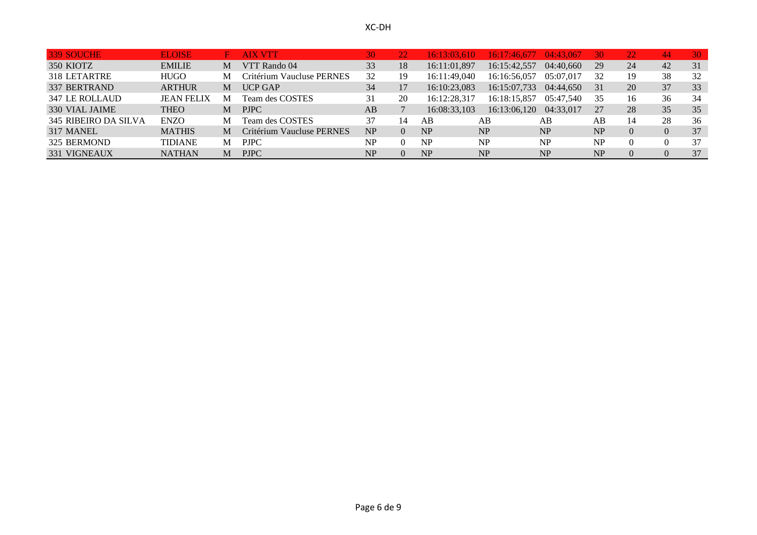XC-DH

| | | | | | | | | | | | | |
|---|---|---|---|---|---|---|---|---|---|---|---|---|
| 339 SOUCHE | ELOISE | F | AIX VTT | 30 | 22 | 16:13:03,610 | 16:17:46,677 | 04:43,067 | 30 | 22 | 44 | 30 |
| 350 KIOTZ | EMILIE | M | VTT Rando 04 | 33 | 18 | 16:11:01,897 | 16:15:42,557 | 04:40,660 | 29 | 24 | 42 | 31 |
| 318 LETARTRE | HUGO | M | Critérium Vaucluse PERNES | 32 | 19 | 16:11:49,040 | 16:16:56,057 | 05:07,017 | 32 | 19 | 38 | 32 |
| 337 BERTRAND | ARTHUR | M | UCP GAP | 34 | 17 | 16:10:23,083 | 16:15:07,733 | 04:44,650 | 31 | 20 | 37 | 33 |
| 347 LE ROLLAUD | JEAN FELIX | M | Team des COSTES | 31 | 20 | 16:12:28,317 | 16:18:15,857 | 05:47,540 | 35 | 16 | 36 | 34 |
| 330 VIAL JAIME | THEO | M | PJPC | AB | 7 | 16:08:33,103 | 16:13:06,120 | 04:33,017 | 27 | 28 | 35 | 35 |
| 345 RIBEIRO DA SILVA | ENZO | M | Team des COSTES | 37 | 14 | AB | AB | AB | AB | 14 | 28 | 36 |
| 317 MANEL | MATHIS | M | Critérium Vaucluse PERNES | NP | 0 | NP | NP | NP | NP | 0 | 0 | 37 |
| 325 BERMOND | TIDIANE | M | PJPC | NP | 0 | NP | NP | NP | NP | 0 | 0 | 37 |
| 331 VIGNEAUX | NATHAN | M | PJPC | NP | 0 | NP | NP | NP | NP | 0 | 0 | 37 |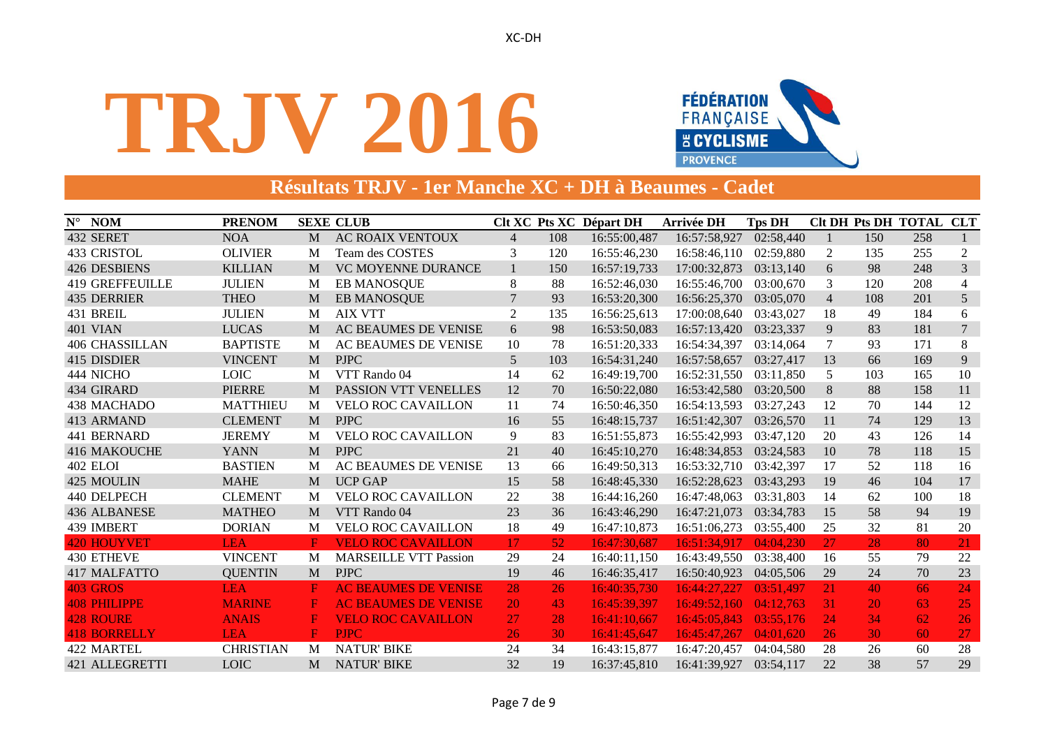# TRJV 2016

## Résultats TRJV - 1er Manche XC + DH à Beaumes - Cadet

| N° | NOM | PRENOM | SEXE | CLUB | Clt XC | Pts XC | Départ DH | Arrivée DH | Tps DH | Clt DH | Pts DH | TOTAL | CLT |
|---|---|---|---|---|---|---|---|---|---|---|---|---|---|
| 432 | SERET | NOA | M | AC ROAIX VENTOUX | 4 | 108 | 16:55:00,487 | 16:57:58,927 | 02:58,440 | 1 | 150 | 258 | 1 |
| 433 | CRISTOL | OLIVIER | M | Team des COSTES | 3 | 120 | 16:55:46,230 | 16:58:46,110 | 02:59,880 | 2 | 135 | 255 | 2 |
| 426 | DESBIENS | KILLIAN | M | VC MOYENNE DURANCE | 1 | 150 | 16:57:19,733 | 17:00:32,873 | 03:13,140 | 6 | 98 | 248 | 3 |
| 419 | GREFFEUILLE | JULIEN | M | EB MANOSQUE | 8 | 88 | 16:52:46,030 | 16:55:46,700 | 03:00,670 | 3 | 120 | 208 | 4 |
| 435 | DERRIER | THEO | M | EB MANOSQUE | 7 | 93 | 16:53:20,300 | 16:56:25,370 | 03:05,070 | 4 | 108 | 201 | 5 |
| 431 | BREIL | JULIEN | M | AIX VTT | 2 | 135 | 16:56:25,613 | 17:00:08,640 | 03:43,027 | 18 | 49 | 184 | 6 |
| 401 | VIAN | LUCAS | M | AC BEAUMES DE VENISE | 6 | 98 | 16:53:50,083 | 16:57:13,420 | 03:23,337 | 9 | 83 | 181 | 7 |
| 406 | CHASSILLAN | BAPTISTE | M | AC BEAUMES DE VENISE | 10 | 78 | 16:51:20,333 | 16:54:34,397 | 03:14,064 | 7 | 93 | 171 | 8 |
| 415 | DISDIER | VINCENT | M | PJPC | 5 | 103 | 16:54:31,240 | 16:57:58,657 | 03:27,417 | 13 | 66 | 169 | 9 |
| 444 | NICHO | LOIC | M | VTT Rando 04 | 14 | 62 | 16:49:19,700 | 16:52:31,550 | 03:11,850 | 5 | 103 | 165 | 10 |
| 434 | GIRARD | PIERRE | M | PASSION VTT VENELLES | 12 | 70 | 16:50:22,080 | 16:53:42,580 | 03:20,500 | 8 | 88 | 158 | 11 |
| 438 | MACHADO | MATTHIEU | M | VELO ROC CAVAILLON | 11 | 74 | 16:50:46,350 | 16:54:13,593 | 03:27,243 | 12 | 70 | 144 | 12 |
| 413 | ARMAND | CLEMENT | M | PJPC | 16 | 55 | 16:48:15,737 | 16:51:42,307 | 03:26,570 | 11 | 74 | 129 | 13 |
| 441 | BERNARD | JEREMY | M | VELO ROC CAVAILLON | 9 | 83 | 16:51:55,873 | 16:55:42,993 | 03:47,120 | 20 | 43 | 126 | 14 |
| 416 | MAKOUCHE | YANN | M | PJPC | 21 | 40 | 16:45:10,270 | 16:48:34,853 | 03:24,583 | 10 | 78 | 118 | 15 |
| 402 | ELOI | BASTIEN | M | AC BEAUMES DE VENISE | 13 | 66 | 16:49:50,313 | 16:53:32,710 | 03:42,397 | 17 | 52 | 118 | 16 |
| 425 | MOULIN | MAHE | M | UCP GAP | 15 | 58 | 16:48:45,330 | 16:52:28,623 | 03:43,293 | 19 | 46 | 104 | 17 |
| 440 | DELPECH | CLEMENT | M | VELO ROC CAVAILLON | 22 | 38 | 16:44:16,260 | 16:47:48,063 | 03:31,803 | 14 | 62 | 100 | 18 |
| 436 | ALBANESE | MATHEO | M | VTT Rando 04 | 23 | 36 | 16:43:46,290 | 16:47:21,073 | 03:34,783 | 15 | 58 | 94 | 19 |
| 439 | IMBERT | DORIAN | M | VELO ROC CAVAILLON | 18 | 49 | 16:47:10,873 | 16:51:06,273 | 03:55,400 | 25 | 32 | 81 | 20 |
| 420 | HOUYVET | LEA | F | VELO ROC CAVAILLON | 17 | 52 | 16:47:30,687 | 16:51:34,917 | 04:04,230 | 27 | 28 | 80 | 21 |
| 430 | ETHEVE | VINCENT | M | MARSEILLE VTT Passion | 29 | 24 | 16:40:11,150 | 16:43:49,550 | 03:38,400 | 16 | 55 | 79 | 22 |
| 417 | MALFATTO | QUENTIN | M | PJPC | 19 | 46 | 16:46:35,417 | 16:50:40,923 | 04:05,506 | 29 | 24 | 70 | 23 |
| 403 | GROS | LEA | F | AC BEAUMES DE VENISE | 28 | 26 | 16:40:35,730 | 16:44:27,227 | 03:51,497 | 21 | 40 | 66 | 24 |
| 408 | PHILIPPE | MARINE | F | AC BEAUMES DE VENISE | 20 | 43 | 16:45:39,397 | 16:49:52,160 | 04:12,763 | 31 | 20 | 63 | 25 |
| 428 | ROURE | ANAIS | F | VELO ROC CAVAILLON | 27 | 28 | 16:41:10,667 | 16:45:05,843 | 03:55,176 | 24 | 34 | 62 | 26 |
| 418 | BORRELLY | LEA | F | PJPC | 26 | 30 | 16:41:45,647 | 16:45:47,267 | 04:01,620 | 26 | 30 | 60 | 27 |
| 422 | MARTEL | CHRISTIAN | M | NATUR' BIKE | 24 | 34 | 16:43:15,877 | 16:47:20,457 | 04:04,580 | 28 | 26 | 60 | 28 |
| 421 | ALLEGRETTI | LOIC | M | NATUR' BIKE | 32 | 19 | 16:37:45,810 | 16:41:39,927 | 03:54,117 | 22 | 38 | 57 | 29 |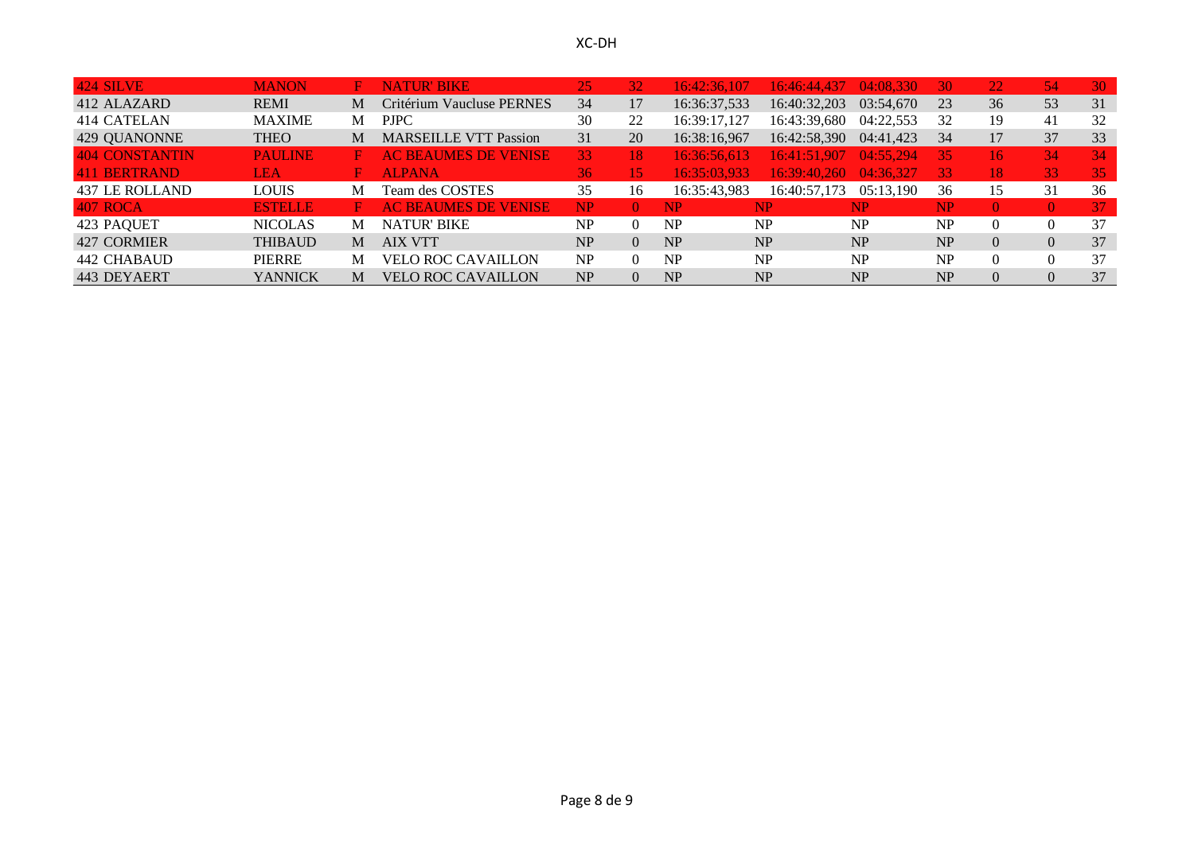XC-DH

| | | | | | | | | | | | | |
|---|---|---|---|---|---|---|---|---|---|---|---|---|
| 424 SILVE | MANON | F | NATUR' BIKE | 25 | 32 | 16:42:36,107 | 16:46:44,437 | 04:08,330 | 30 | 22 | 54 | 30 |
| 412 ALAZARD | REMI | M | Critérium Vaucluse PERNES | 34 | 17 | 16:36:37,533 | 16:40:32,203 | 03:54,670 | 23 | 36 | 53 | 31 |
| 414 CATELAN | MAXIME | M | PJPC | 30 | 22 | 16:39:17,127 | 16:43:39,680 | 04:22,553 | 32 | 19 | 41 | 32 |
| 429 QUANONNE | THEO | M | MARSEILLE VTT Passion | 31 | 20 | 16:38:16,967 | 16:42:58,390 | 04:41,423 | 34 | 17 | 37 | 33 |
| 404 CONSTANTIN | PAULINE | F | AC BEAUMES DE VENISE | 33 | 18 | 16:36:56,613 | 16:41:51,907 | 04:55,294 | 35 | 16 | 34 | 34 |
| 411 BERTRAND | LEA | F | ALPANA | 36 | 15 | 16:35:03,933 | 16:39:40,260 | 04:36,327 | 33 | 18 | 33 | 35 |
| 437 LE ROLLAND | LOUIS | M | Team des COSTES | 35 | 16 | 16:35:43,983 | 16:40:57,173 | 05:13,190 | 36 | 15 | 31 | 36 |
| 407 ROCA | ESTELLE | F | AC BEAUMES DE VENISE | NP | 0 | NP | NP | NP | NP | 0 | 0 | 37 |
| 423 PAQUET | NICOLAS | M | NATUR' BIKE | NP | 0 | NP | NP | NP | NP | 0 | 0 | 37 |
| 427 CORMIER | THIBAUD | M | AIX VTT | NP | 0 | NP | NP | NP | NP | 0 | 0 | 37 |
| 442 CHABAUD | PIERRE | M | VELO ROC CAVAILLON | NP | 0 | NP | NP | NP | NP | 0 | 0 | 37 |
| 443 DEYAERT | YANNICK | M | VELO ROC CAVAILLON | NP | 0 | NP | NP | NP | NP | 0 | 0 | 37 |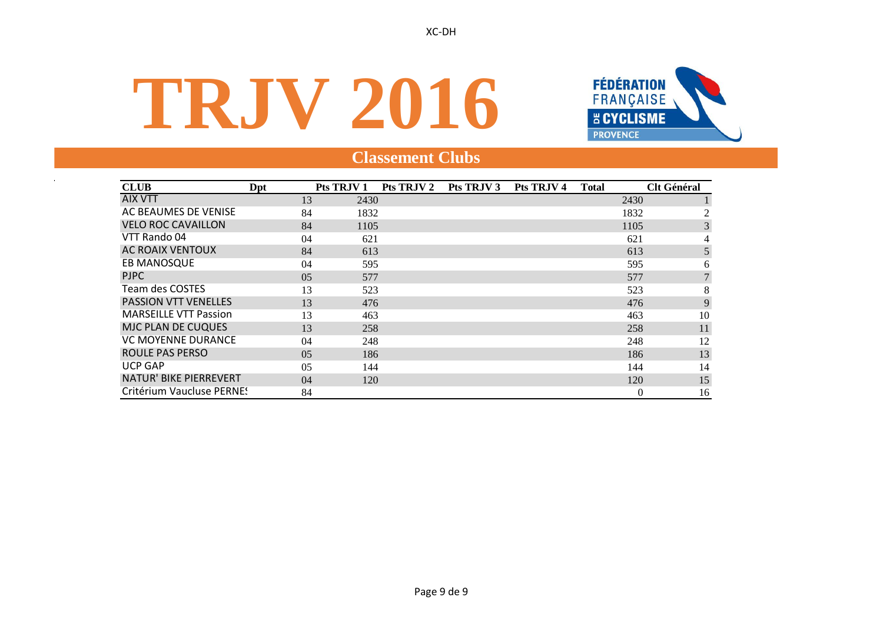XC-DH

# TRJV 2016

FÉDÉRATION FRANÇAISE DE CYCLISME PROVENCE

## Classement Clubs

| CLUB | Dpt | Pts TRJV 1 | Pts TRJV 2 | Pts TRJV 3 | Pts TRJV 4 | Total | Clt Général |
|---|---|---|---|---|---|---|---|
| AIX VTT | 13 | 2430 | | | | 2430 | 1 |
| AC BEAUMES DE VENISE | 84 | 1832 | | | | 1832 | 2 |
| VELO ROC CAVAILLON | 84 | 1105 | | | | 1105 | 3 |
| VTT Rando 04 | 04 | 621 | | | | 621 | 4 |
| AC ROAIX VENTOUX | 84 | 613 | | | | 613 | 5 |
| EB MANOSQUE | 04 | 595 | | | | 595 | 6 |
| PJPC | 05 | 577 | | | | 577 | 7 |
| Team des COSTES | 13 | 523 | | | | 523 | 8 |
| PASSION VTT VENELLES | 13 | 476 | | | | 476 | 9 |
| MARSEILLE VTT Passion | 13 | 463 | | | | 463 | 10 |
| MJC PLAN DE CUQUES | 13 | 258 | | | | 258 | 11 |
| VC MOYENNE DURANCE | 04 | 248 | | | | 248 | 12 |
| ROULE PAS PERSO | 05 | 186 | | | | 186 | 13 |
| UCP GAP | 05 | 144 | | | | 144 | 14 |
| NATUR' BIKE PIERREVERT | 04 | 120 | | | | 120 | 15 |
| Critérium Vaucluse PERNES | 84 | | | | | 0 | 16 |